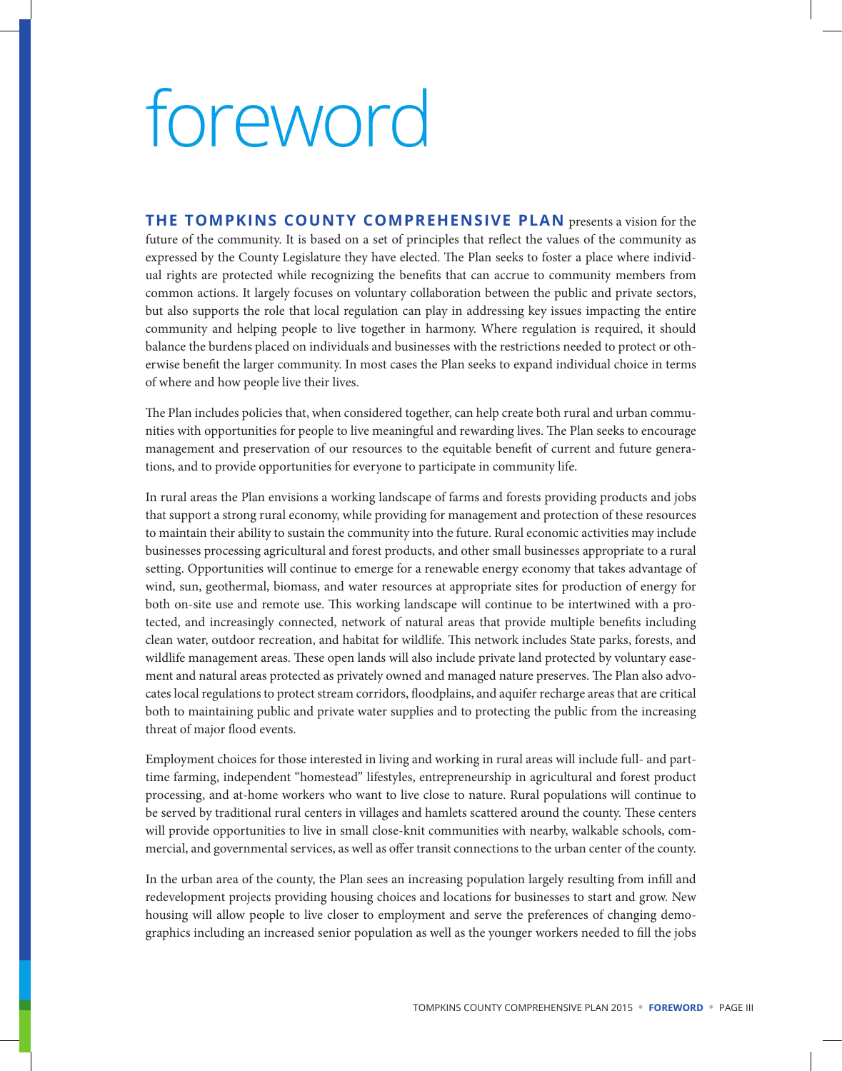# foreword

**THE TOMPKINS COUNTY COMPREHENSIVE PLAN** presents a vision for the future of the community. It is based on a set of principles that reflect the values of the community as expressed by the County Legislature they have elected. The Plan seeks to foster a place where individual rights are protected while recognizing the benefits that can accrue to community members from common actions. It largely focuses on voluntary collaboration between the public and private sectors, but also supports the role that local regulation can play in addressing key issues impacting the entire community and helping people to live together in harmony. Where regulation is required, it should balance the burdens placed on individuals and businesses with the restrictions needed to protect or otherwise benefit the larger community. In most cases the Plan seeks to expand individual choice in terms of where and how people live their lives.

The Plan includes policies that, when considered together, can help create both rural and urban communities with opportunities for people to live meaningful and rewarding lives. The Plan seeks to encourage management and preservation of our resources to the equitable benefit of current and future generations, and to provide opportunities for everyone to participate in community life.

In rural areas the Plan envisions a working landscape of farms and forests providing products and jobs that support a strong rural economy, while providing for management and protection of these resources to maintain their ability to sustain the community into the future. Rural economic activities may include businesses processing agricultural and forest products, and other small businesses appropriate to a rural setting. Opportunities will continue to emerge for a renewable energy economy that takes advantage of wind, sun, geothermal, biomass, and water resources at appropriate sites for production of energy for both on-site use and remote use. This working landscape will continue to be intertwined with a protected, and increasingly connected, network of natural areas that provide multiple benefits including clean water, outdoor recreation, and habitat for wildlife. This network includes State parks, forests, and wildlife management areas. These open lands will also include private land protected by voluntary easement and natural areas protected as privately owned and managed nature preserves. The Plan also advocates local regulations to protect stream corridors, floodplains, and aquifer recharge areas that are critical both to maintaining public and private water supplies and to protecting the public from the increasing threat of major flood events.

Employment choices for those interested in living and working in rural areas will include full- and part-time farming, independent "homestead" lifestyles, entrepreneurship in agricultural and forest product processing, and at-home workers who want to live close to nature. Rural populations will continue to be served by traditional rural centers in villages and hamlets scattered around the county. These centers will provide opportunities to live in small close-knit communities with nearby, walkable schools, commercial, and governmental services, as well as offer transit connections to the urban center of the county.

In the urban area of the county, the Plan sees an increasing population largely resulting from infill and redevelopment projects providing housing choices and locations for businesses to start and grow. New housing will allow people to live closer to employment and serve the preferences of changing demographics including an increased senior population as well as the younger workers needed to fill the jobs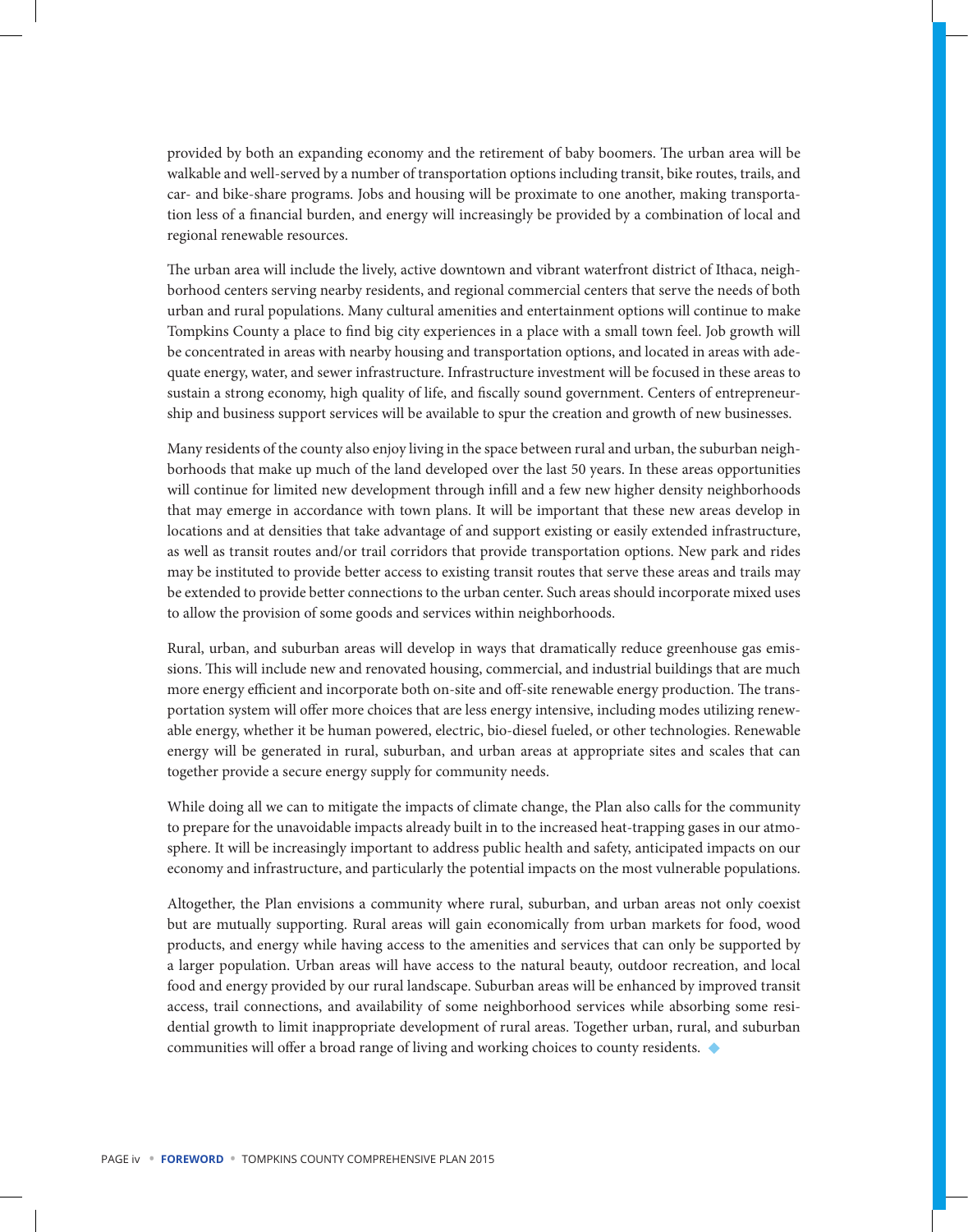provided by both an expanding economy and the retirement of baby boomers. The urban area will be walkable and well-served by a number of transportation options including transit, bike routes, trails, and car- and bike-share programs. Jobs and housing will be proximate to one another, making transportation less of a financial burden, and energy will increasingly be provided by a combination of local and regional renewable resources.

The urban area will include the lively, active downtown and vibrant waterfront district of Ithaca, neighborhood centers serving nearby residents, and regional commercial centers that serve the needs of both urban and rural populations. Many cultural amenities and entertainment options will continue to make Tompkins County a place to find big city experiences in a place with a small town feel. Job growth will be concentrated in areas with nearby housing and transportation options, and located in areas with adequate energy, water, and sewer infrastructure. Infrastructure investment will be focused in these areas to sustain a strong economy, high quality of life, and fiscally sound government. Centers of entrepreneurship and business support services will be available to spur the creation and growth of new businesses.

Many residents of the county also enjoy living in the space between rural and urban, the suburban neighborhoods that make up much of the land developed over the last 50 years. In these areas opportunities will continue for limited new development through infill and a few new higher density neighborhoods that may emerge in accordance with town plans. It will be important that these new areas develop in locations and at densities that take advantage of and support existing or easily extended infrastructure, as well as transit routes and/or trail corridors that provide transportation options. New park and rides may be instituted to provide better access to existing transit routes that serve these areas and trails may be extended to provide better connections to the urban center. Such areas should incorporate mixed uses to allow the provision of some goods and services within neighborhoods.

Rural, urban, and suburban areas will develop in ways that dramatically reduce greenhouse gas emissions. This will include new and renovated housing, commercial, and industrial buildings that are much more energy efficient and incorporate both on-site and off-site renewable energy production. The transportation system will offer more choices that are less energy intensive, including modes utilizing renewable energy, whether it be human powered, electric, bio-diesel fueled, or other technologies. Renewable energy will be generated in rural, suburban, and urban areas at appropriate sites and scales that can together provide a secure energy supply for community needs.

While doing all we can to mitigate the impacts of climate change, the Plan also calls for the community to prepare for the unavoidable impacts already built in to the increased heat-trapping gases in our atmosphere. It will be increasingly important to address public health and safety, anticipated impacts on our economy and infrastructure, and particularly the potential impacts on the most vulnerable populations.

Altogether, the Plan envisions a community where rural, suburban, and urban areas not only coexist but are mutually supporting. Rural areas will gain economically from urban markets for food, wood products, and energy while having access to the amenities and services that can only be supported by a larger population. Urban areas will have access to the natural beauty, outdoor recreation, and local food and energy provided by our rural landscape. Suburban areas will be enhanced by improved transit access, trail connections, and availability of some neighborhood services while absorbing some residential growth to limit inappropriate development of rural areas. Together urban, rural, and suburban communities will offer a broad range of living and working choices to county residents. ◆